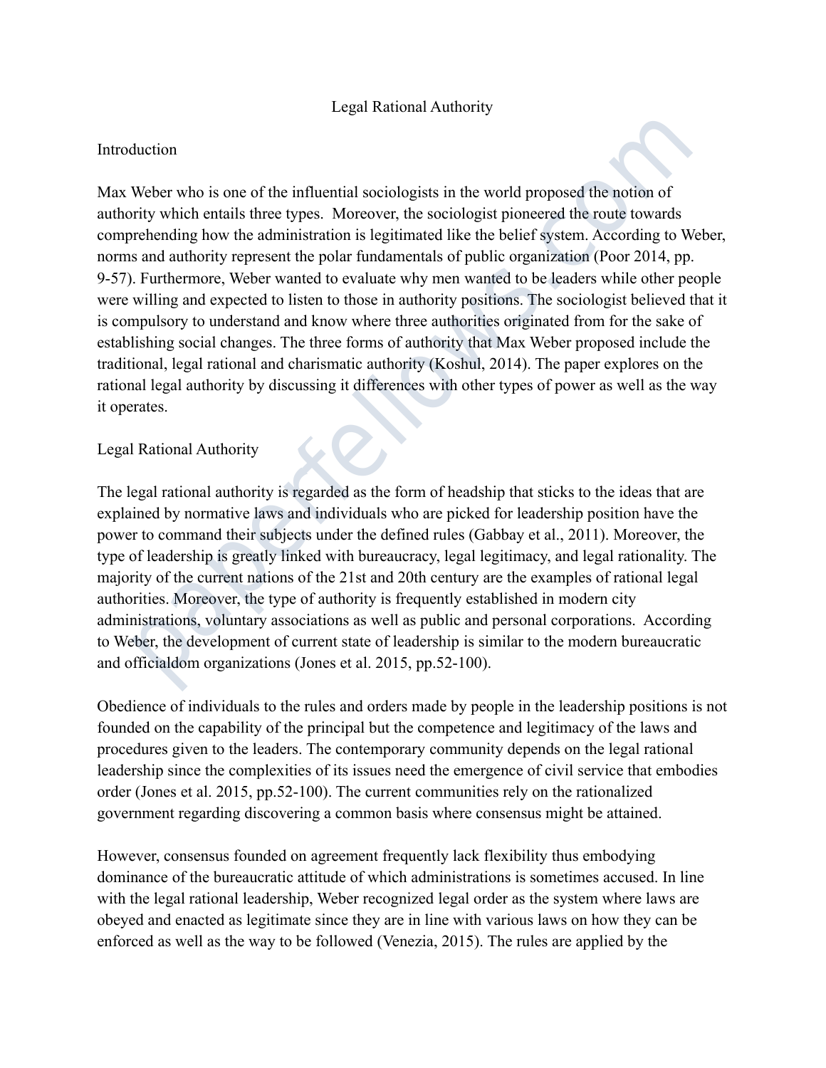# Legal Rational Authority

## Introduction

Max Weber who is one of the influential sociologists in the world proposed the notion of authority which entails three types. Moreover, the sociologist pioneered the route towards comprehending how the administration is legitimated like the belief system. According to Weber, norms and authority represent the polar fundamentals of public organization (Poor 2014, pp. 9-57). Furthermore, Weber wanted to evaluate why men wanted to be leaders while other people were willing and expected to listen to those in authority positions. The sociologist believed that it is compulsory to understand and know where three authorities originated from for the sake of establishing social changes. The three forms of authority that Max Weber proposed include the traditional, legal rational and charismatic authority (Koshul, 2014). The paper explores on the rational legal authority by discussing it differences with other types of power as well as the way it operates.

## Legal Rational Authority

The legal rational authority is regarded as the form of headship that sticks to the ideas that are explained by normative laws and individuals who are picked for leadership position have the power to command their subjects under the defined rules (Gabbay et al., 2011). Moreover, the type of leadership is greatly linked with bureaucracy, legal legitimacy, and legal rationality. The majority of the current nations of the 21st and 20th century are the examples of rational legal authorities. Moreover, the type of authority is frequently established in modern city administrations, voluntary associations as well as public and personal corporations. According to Weber, the development of current state of leadership is similar to the modern bureaucratic and officialdom organizations (Jones et al. 2015, pp.52-100).

Obedience of individuals to the rules and orders made by people in the leadership positions is not founded on the capability of the principal but the competence and legitimacy of the laws and procedures given to the leaders. The contemporary community depends on the legal rational leadership since the complexities of its issues need the emergence of civil service that embodies order (Jones et al. 2015, pp.52-100). The current communities rely on the rationalized government regarding discovering a common basis where consensus might be attained.

However, consensus founded on agreement frequently lack flexibility thus embodying dominance of the bureaucratic attitude of which administrations is sometimes accused. In line with the legal rational leadership, Weber recognized legal order as the system where laws are obeyed and enacted as legitimate since they are in line with various laws on how they can be enforced as well as the way to be followed (Venezia, 2015). The rules are applied by the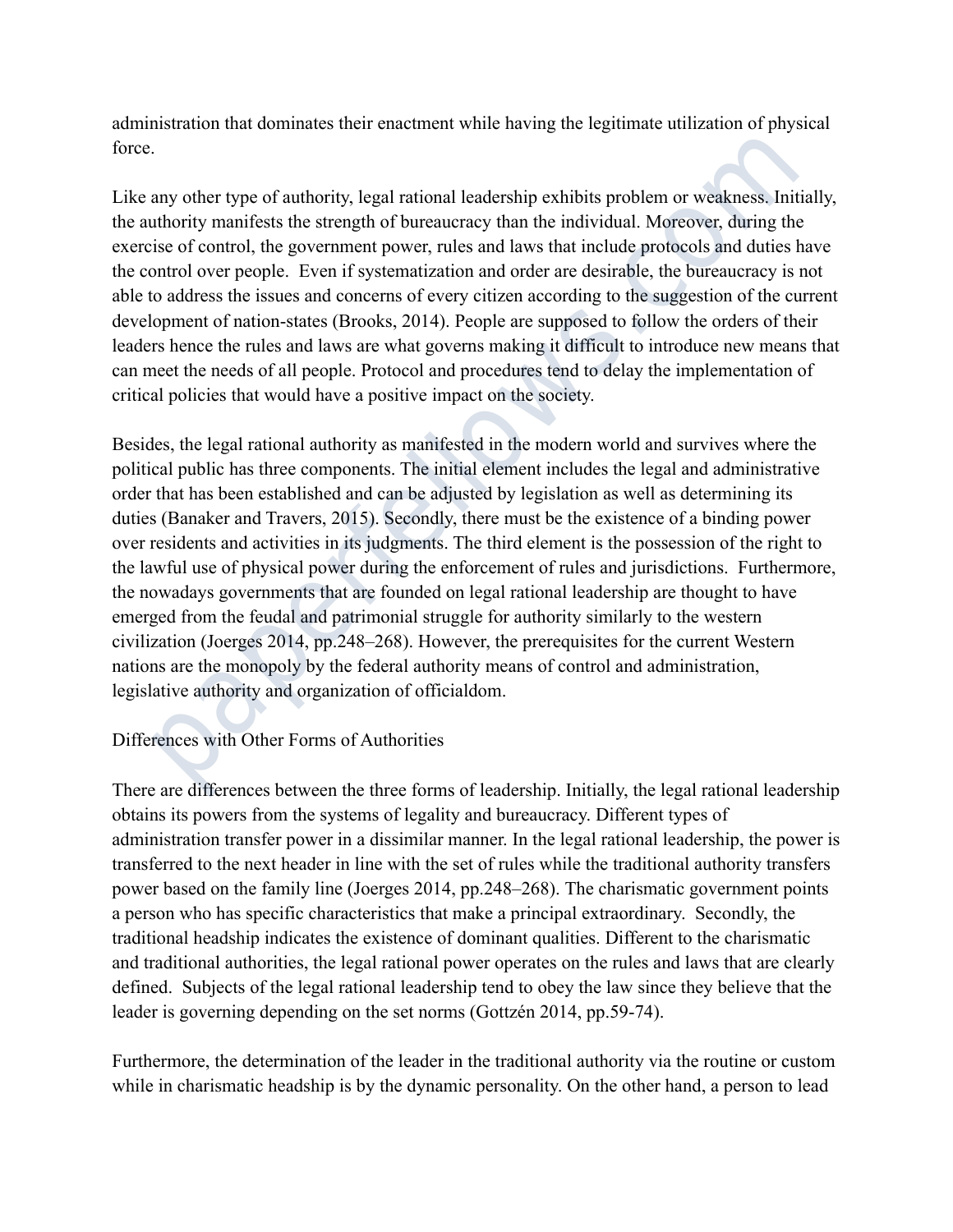administration that dominates their enactment while having the legitimate utilization of physical force.

Like any other type of authority, legal rational leadership exhibits problem or weakness. Initially, the authority manifests the strength of bureaucracy than the individual. Moreover, during the exercise of control, the government power, rules and laws that include protocols and duties have the control over people. Even if systematization and order are desirable, the bureaucracy is not able to address the issues and concerns of every citizen according to the suggestion of the current development of nation-states (Brooks, 2014). People are supposed to follow the orders of their leaders hence the rules and laws are what governs making it difficult to introduce new means that can meet the needs of all people. Protocol and procedures tend to delay the implementation of critical policies that would have a positive impact on the society.

Besides, the legal rational authority as manifested in the modern world and survives where the political public has three components. The initial element includes the legal and administrative order that has been established and can be adjusted by legislation as well as determining its duties (Banaker and Travers, 2015). Secondly, there must be the existence of a binding power over residents and activities in its judgments. The third element is the possession of the right to the lawful use of physical power during the enforcement of rules and jurisdictions. Furthermore, the nowadays governments that are founded on legal rational leadership are thought to have emerged from the feudal and patrimonial struggle for authority similarly to the western civilization (Joerges 2014, pp.248–268). However, the prerequisites for the current Western nations are the monopoly by the federal authority means of control and administration, legislative authority and organization of officialdom.

## Differences with Other Forms of Authorities

There are differences between the three forms of leadership. Initially, the legal rational leadership obtains its powers from the systems of legality and bureaucracy. Different types of administration transfer power in a dissimilar manner. In the legal rational leadership, the power is transferred to the next header in line with the set of rules while the traditional authority transfers power based on the family line (Joerges 2014, pp.248–268). The charismatic government points a person who has specific characteristics that make a principal extraordinary. Secondly, the traditional headship indicates the existence of dominant qualities. Different to the charismatic and traditional authorities, the legal rational power operates on the rules and laws that are clearly defined. Subjects of the legal rational leadership tend to obey the law since they believe that the leader is governing depending on the set norms (Gottzén 2014, pp.59-74).

Furthermore, the determination of the leader in the traditional authority via the routine or custom while in charismatic headship is by the dynamic personality. On the other hand, a person to lead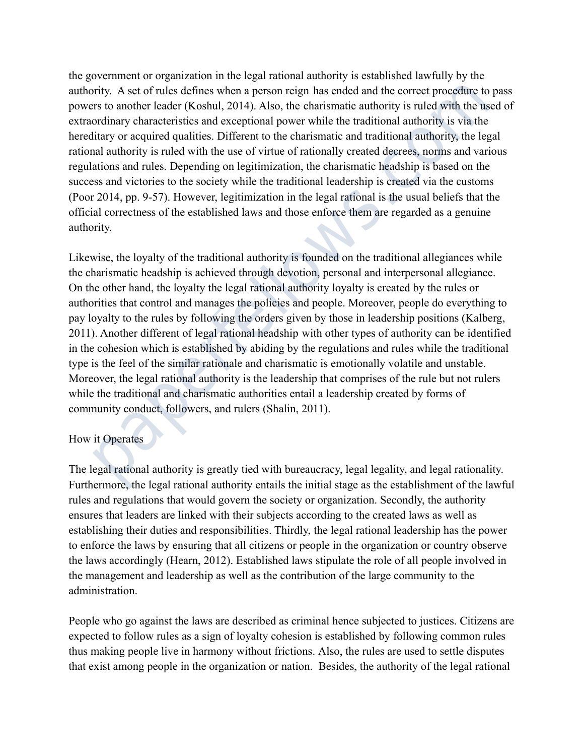the government or organization in the legal rational authority is established lawfully by the authority. A set of rules defines when a person reign has ended and the correct procedure to pass powers to another leader (Koshul, 2014). Also, the charismatic authority is ruled with the used of extraordinary characteristics and exceptional power while the traditional authority is via the hereditary or acquired qualities. Different to the charismatic and traditional authority, the legal rational authority is ruled with the use of virtue of rationally created decrees, norms and various regulations and rules. Depending on legitimization, the charismatic headship is based on the success and victories to the society while the traditional leadership is created via the customs (Poor 2014, pp. 9-57). However, legitimization in the legal rational is the usual beliefs that the official correctness of the established laws and those enforce them are regarded as a genuine authority.

Likewise, the loyalty of the traditional authority is founded on the traditional allegiances while the charismatic headship is achieved through devotion, personal and interpersonal allegiance. On the other hand, the loyalty the legal rational authority loyalty is created by the rules or authorities that control and manages the policies and people. Moreover, people do everything to pay loyalty to the rules by following the orders given by those in leadership positions (Kalberg, 2011). Another different of legal rational headship with other types of authority can be identified in the cohesion which is established by abiding by the regulations and rules while the traditional type is the feel of the similar rationale and charismatic is emotionally volatile and unstable. Moreover, the legal rational authority is the leadership that comprises of the rule but not rulers while the traditional and charismatic authorities entail a leadership created by forms of community conduct, followers, and rulers (Shalin, 2011).

How it Operates

The legal rational authority is greatly tied with bureaucracy, legal legality, and legal rationality. Furthermore, the legal rational authority entails the initial stage as the establishment of the lawful rules and regulations that would govern the society or organization. Secondly, the authority ensures that leaders are linked with their subjects according to the created laws as well as establishing their duties and responsibilities. Thirdly, the legal rational leadership has the power to enforce the laws by ensuring that all citizens or people in the organization or country observe the laws accordingly (Hearn, 2012). Established laws stipulate the role of all people involved in the management and leadership as well as the contribution of the large community to the administration.

People who go against the laws are described as criminal hence subjected to justices. Citizens are expected to follow rules as a sign of loyalty cohesion is established by following common rules thus making people live in harmony without frictions. Also, the rules are used to settle disputes that exist among people in the organization or nation. Besides, the authority of the legal rational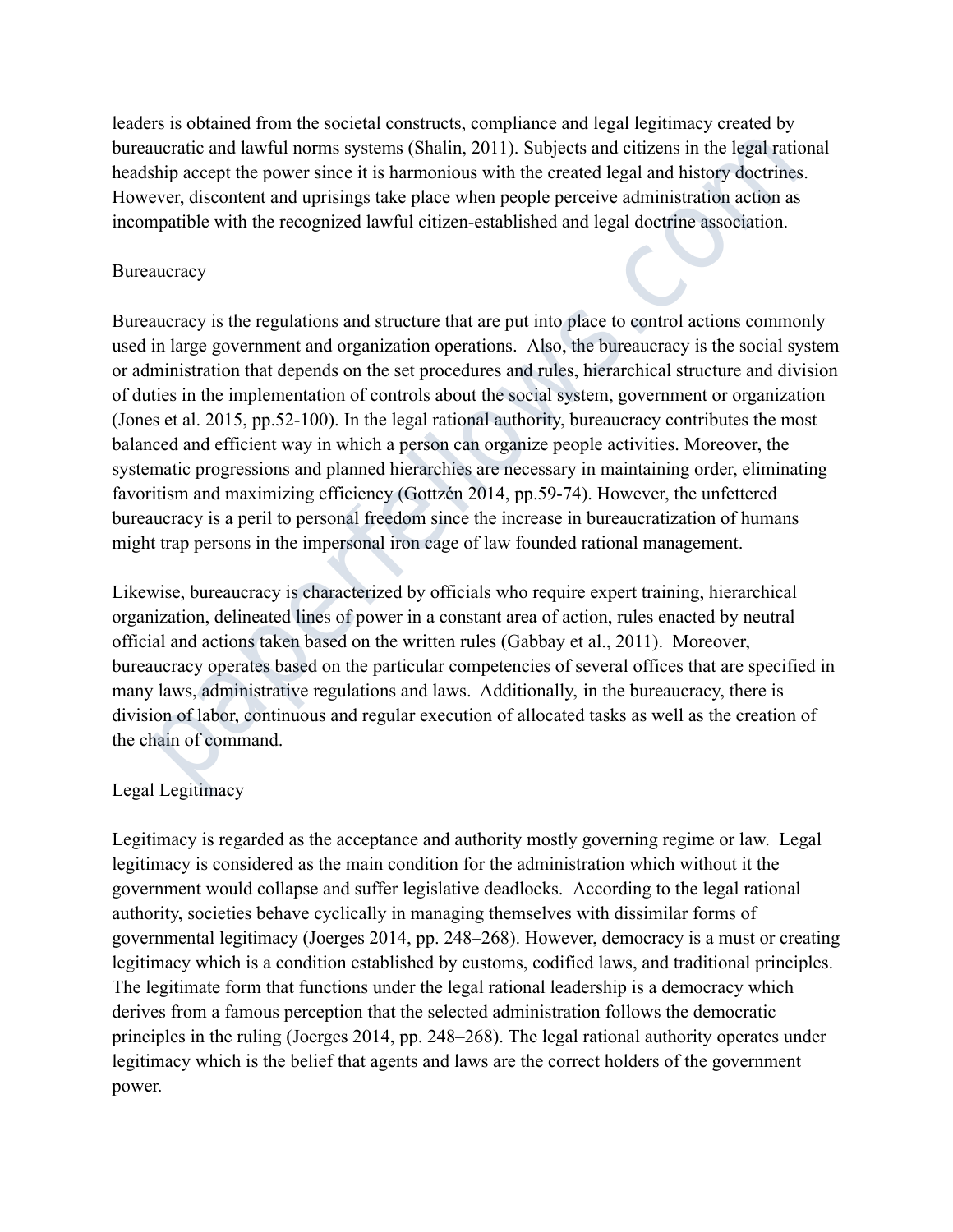leaders is obtained from the societal constructs, compliance and legal legitimacy created by bureaucratic and lawful norms systems (Shalin, 2011). Subjects and citizens in the legal rational headship accept the power since it is harmonious with the created legal and history doctrines. However, discontent and uprisings take place when people perceive administration action as incompatible with the recognized lawful citizen-established and legal doctrine association.

## Bureaucracy

Bureaucracy is the regulations and structure that are put into place to control actions commonly used in large government and organization operations.  Also, the bureaucracy is the social system or administration that depends on the set procedures and rules, hierarchical structure and division of duties in the implementation of controls about the social system, government or organization (Jones et al. 2015, pp.52-100). In the legal rational authority, bureaucracy contributes the most balanced and efficient way in which a person can organize people activities. Moreover, the systematic progressions and planned hierarchies are necessary in maintaining order, eliminating favoritism and maximizing efficiency (Gottzén 2014, pp.59-74). However, the unfettered bureaucracy is a peril to personal freedom since the increase in bureaucratization of humans might trap persons in the impersonal iron cage of law founded rational management.

Likewise, bureaucracy is characterized by officials who require expert training, hierarchical organization, delineated lines of power in a constant area of action, rules enacted by neutral official and actions taken based on the written rules (Gabbay et al., 2011).  Moreover, bureaucracy operates based on the particular competencies of several offices that are specified in many laws, administrative regulations and laws.  Additionally, in the bureaucracy, there is division of labor, continuous and regular execution of allocated tasks as well as the creation of the chain of command.

## Legal Legitimacy

Legitimacy is regarded as the acceptance and authority mostly governing regime or law.  Legal legitimacy is considered as the main condition for the administration which without it the government would collapse and suffer legislative deadlocks.  According to the legal rational authority, societies behave cyclically in managing themselves with dissimilar forms of governmental legitimacy (Joerges 2014, pp. 248–268). However, democracy is a must or creating legitimacy which is a condition established by customs, codified laws, and traditional principles. The legitimate form that functions under the legal rational leadership is a democracy which derives from a famous perception that the selected administration follows the democratic principles in the ruling (Joerges 2014, pp. 248–268). The legal rational authority operates under legitimacy which is the belief that agents and laws are the correct holders of the government power.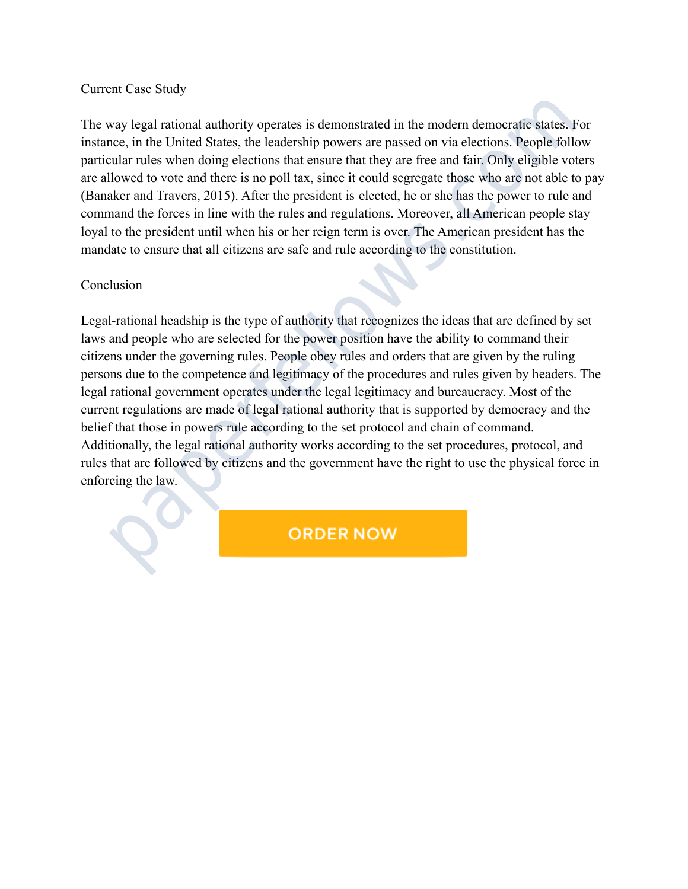## Current Case Study

The way legal rational authority operates is demonstrated in the modern democratic states. For instance, in the United States, the leadership powers are passed on via elections. People follow particular rules when doing elections that ensure that they are free and fair. Only eligible voters are allowed to vote and there is no poll tax, since it could segregate those who are not able to pay (Banaker and Travers, 2015). After the president is elected, he or she has the power to rule and command the forces in line with the rules and regulations. Moreover, all American people stay loyal to the president until when his or her reign term is over. The American president has the mandate to ensure that all citizens are safe and rule according to the constitution.

## Conclusion

Legal-rational headship is the type of authority that recognizes the ideas that are defined by set laws and people who are selected for the power position have the ability to command their citizens under the governing rules. People obey rules and orders that are given by the ruling persons due to the competence and legitimacy of the procedures and rules given by headers. The legal rational government operates under the legal legitimacy and bureaucracy. Most of the current regulations are made of legal rational authority that is supported by democracy and the belief that those in powers rule according to the set protocol and chain of command. Additionally, the legal rational authority works according to the set procedures, protocol, and rules that are followed by citizens and the government have the right to use the physical force in enforcing the law.